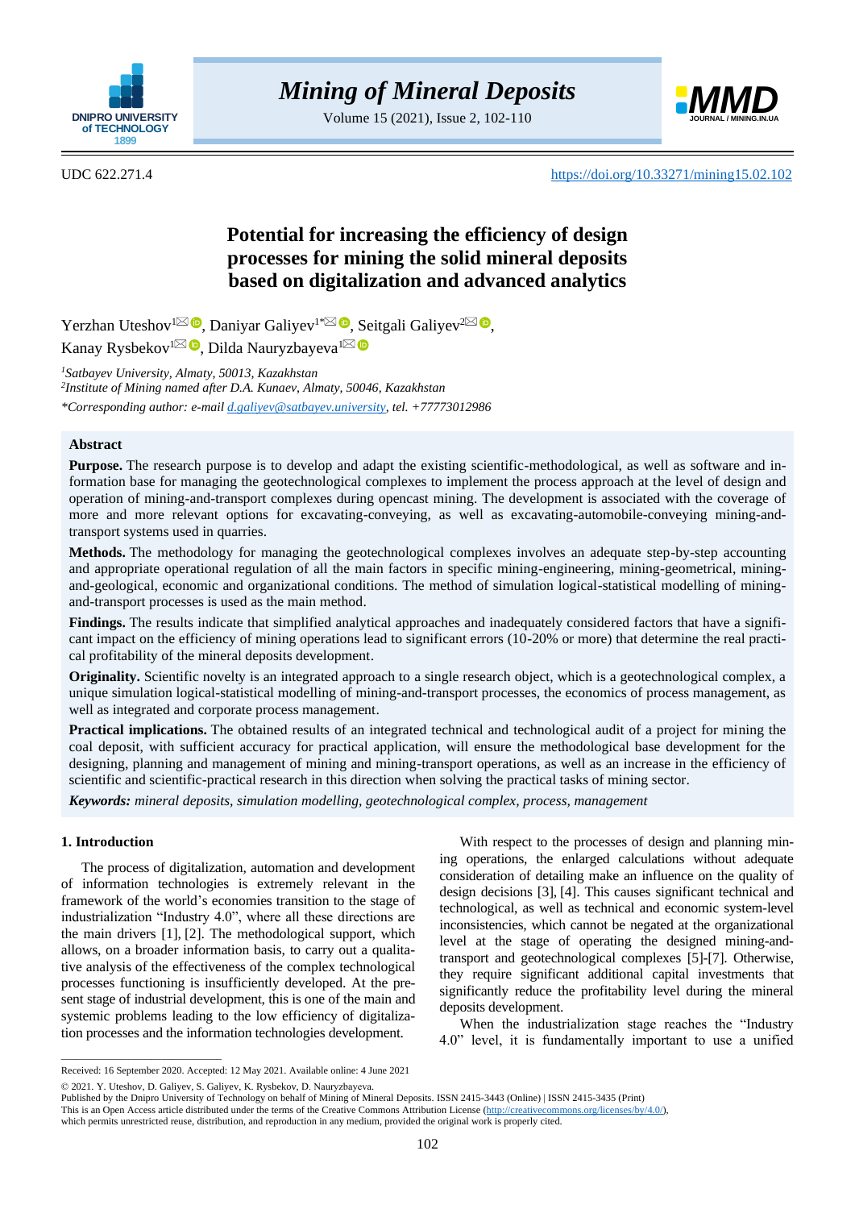UDC 622.271.4 https://doi.org/10.33271/mining15.02.102

# Potential for increasing the efficiency of design processes for mining the solid mineral deposits based on digitalization and advanced analytics

Yerzhan Uteshov[1], Daniyar Galiyev[1*], Seitgali Galiyev[2], Kanay Rysbekov[1], Dilda Nauryzbayeva[1]

[1]*Satbayev University, Almaty, 50013, Kazakhstan*
[2]*Institute of Mining named after D.A. Kunaev, Almaty, 50046, Kazakhstan*
*\*Corresponding author: e-mail d.galiyev@satbayev.university, tel. +77773012986*

## Abstract

**Purpose.** The research purpose is to develop and adapt the existing scientific-methodological, as well as software and information base for managing the geotechnological complexes to implement the process approach at the level of design and operation of mining-and-transport complexes during opencast mining. The development is associated with the coverage of more and more relevant options for excavating-conveying, as well as excavating-automobile-conveying mining-and-transport systems used in quarries.

**Methods.** The methodology for managing the geotechnological complexes involves an adequate step-by-step accounting and appropriate operational regulation of all the main factors in specific mining-engineering, mining-geometrical, mining-and-geological, economic and organizational conditions. The method of simulation logical-statistical modelling of mining-and-transport processes is used as the main method.

**Findings.** The results indicate that simplified analytical approaches and inadequately considered factors that have a significant impact on the efficiency of mining operations lead to significant errors (10-20% or more) that determine the real practical profitability of the mineral deposits development.

**Originality.** Scientific novelty is an integrated approach to a single research object, which is a geotechnological complex, a unique simulation logical-statistical modelling of mining-and-transport processes, the economics of process management, as well as integrated and corporate process management.

**Practical implications.** The obtained results of an integrated technical and technological audit of a project for mining the coal deposit, with sufficient accuracy for practical application, will ensure the methodological base development for the designing, planning and management of mining and mining-transport operations, as well as an increase in the efficiency of scientific and scientific-practical research in this direction when solving the practical tasks of mining sector.

***Keywords:*** *mineral deposits, simulation modelling, geotechnological complex, process, management*

## 1. Introduction

The process of digitalization, automation and development of information technologies is extremely relevant in the framework of the world's economies transition to the stage of industrialization "Industry 4.0", where all these directions are the main drivers [1], [2]. The methodological support, which allows, on a broader information basis, to carry out a qualitative analysis of the effectiveness of the complex technological processes functioning is insufficiently developed. At the present stage of industrial development, this is one of the main and systemic problems leading to the low efficiency of digitalization processes and the information technologies development.

With respect to the processes of design and planning mining operations, the enlarged calculations without adequate consideration of detailing make an influence on the quality of design decisions [3], [4]. This causes significant technical and technological, as well as technical and economic system-level inconsistencies, which cannot be negated at the organizational level at the stage of operating the designed mining-and-transport and geotechnological complexes [5]-[7]. Otherwise, they require significant additional capital investments that significantly reduce the profitability level during the mineral deposits development.

When the industrialization stage reaches the "Industry 4.0" level, it is fundamentally important to use a unified

Received: 16 September 2020. Accepted: 12 May 2021. Available online: 4 June 2021

© 2021. Y. Uteshov, D. Galiyev, S. Galiyev, K. Rysbekov, D. Nauryzbayeva.
Published by the Dnipro University of Technology on behalf of Mining of Mineral Deposits. ISSN 2415-3443 (Online) | ISSN 2415-3435 (Print)
This is an Open Access article distributed under the terms of the Creative Commons Attribution License (http://creativecommons.org/licenses/by/4.0/), which permits unrestricted reuse, distribution, and reproduction in any medium, provided the original work is properly cited.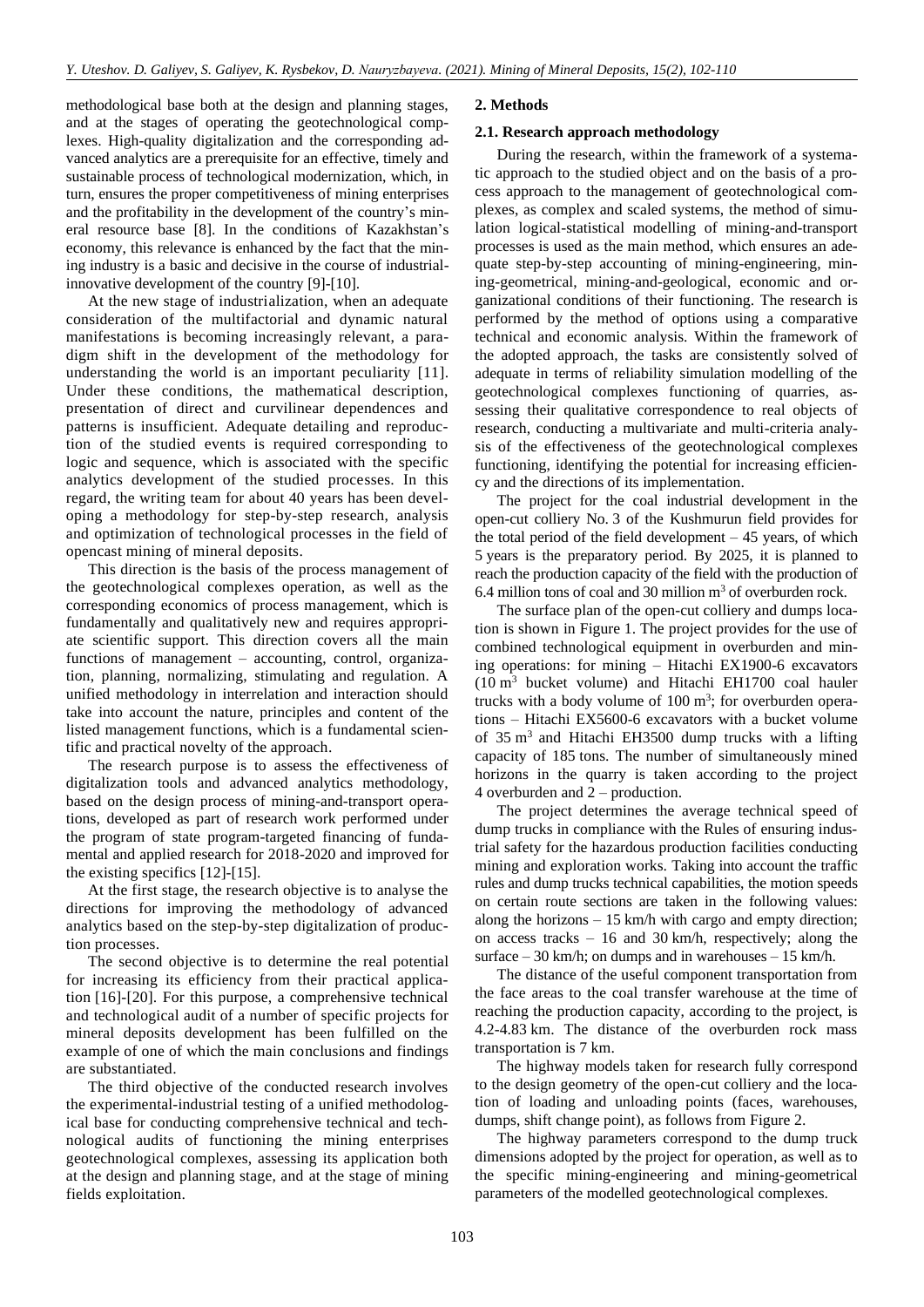methodological base both at the design and planning stages, and at the stages of operating the geotechnological complexes. High-quality digitalization and the corresponding advanced analytics are a prerequisite for an effective, timely and sustainable process of technological modernization, which, in turn, ensures the proper competitiveness of mining enterprises and the profitability in the development of the country's mineral resource base [8]. In the conditions of Kazakhstan's economy, this relevance is enhanced by the fact that the mining industry is a basic and decisive in the course of industrial-innovative development of the country [9]-[10].

At the new stage of industrialization, when an adequate consideration of the multifactorial and dynamic natural manifestations is becoming increasingly relevant, a paradigm shift in the development of the methodology for understanding the world is an important peculiarity [11]. Under these conditions, the mathematical description, presentation of direct and curvilinear dependences and patterns is insufficient. Adequate detailing and reproduction of the studied events is required corresponding to logic and sequence, which is associated with the specific analytics development of the studied processes. In this regard, the writing team for about 40 years has been developing a methodology for step-by-step research, analysis and optimization of technological processes in the field of opencast mining of mineral deposits.

This direction is the basis of the process management of the geotechnological complexes operation, as well as the corresponding economics of process management, which is fundamentally and qualitatively new and requires appropriate scientific support. This direction covers all the main functions of management – accounting, control, organization, planning, normalizing, stimulating and regulation. A unified methodology in interrelation and interaction should take into account the nature, principles and content of the listed management functions, which is a fundamental scientific and practical novelty of the approach.

The research purpose is to assess the effectiveness of digitalization tools and advanced analytics methodology, based on the design process of mining-and-transport operations, developed as part of research work performed under the program of state program-targeted financing of fundamental and applied research for 2018-2020 and improved for the existing specifics [12]-[15].

At the first stage, the research objective is to analyse the directions for improving the methodology of advanced analytics based on the step-by-step digitalization of production processes.

The second objective is to determine the real potential for increasing its efficiency from their practical application [16]-[20]. For this purpose, a comprehensive technical and technological audit of a number of specific projects for mineral deposits development has been fulfilled on the example of one of which the main conclusions and findings are substantiated.

The third objective of the conducted research involves the experimental-industrial testing of a unified methodological base for conducting comprehensive technical and technological audits of functioning the mining enterprises geotechnological complexes, assessing its application both at the design and planning stage, and at the stage of mining fields exploitation.

## 2. Methods

### 2.1. Research approach methodology

During the research, within the framework of a systematic approach to the studied object and on the basis of a process approach to the management of geotechnological complexes, as complex and scaled systems, the method of simulation logical-statistical modelling of mining-and-transport processes is used as the main method, which ensures an adequate step-by-step accounting of mining-engineering, mining-geometrical, mining-and-geological, economic and organizational conditions of their functioning. The research is performed by the method of options using a comparative technical and economic analysis. Within the framework of the adopted approach, the tasks are consistently solved of adequate in terms of reliability simulation modelling of the geotechnological complexes functioning of quarries, assessing their qualitative correspondence to real objects of research, conducting a multivariate and multi-criteria analysis of the effectiveness of the geotechnological complexes functioning, identifying the potential for increasing efficiency and the directions of its implementation.

The project for the coal industrial development in the open-cut colliery No. 3 of the Kushmurun field provides for the total period of the field development – 45 years, of which 5 years is the preparatory period. By 2025, it is planned to reach the production capacity of the field with the production of 6.4 million tons of coal and 30 million $m^3$ of overburden rock.

The surface plan of the open-cut colliery and dumps location is shown in Figure 1. The project provides for the use of combined technological equipment in overburden and mining operations: for mining – Hitachi EX1900-6 excavators (10 $m^3$ bucket volume) and Hitachi EH1700 coal hauler trucks with a body volume of 100 $m^3$; for overburden operations – Hitachi EX5600-6 excavators with a bucket volume of 35 $m^3$ and Hitachi EH3500 dump trucks with a lifting capacity of 185 tons. The number of simultaneously mined horizons in the quarry is taken according to the project 4 overburden and 2 – production.

The project determines the average technical speed of dump trucks in compliance with the Rules of ensuring industrial safety for the hazardous production facilities conducting mining and exploration works. Taking into account the traffic rules and dump trucks technical capabilities, the motion speeds on certain route sections are taken in the following values: along the horizons – 15 km/h with cargo and empty direction; on access tracks – 16 and 30 km/h, respectively; along the surface – 30 km/h; on dumps and in warehouses – 15 km/h.

The distance of the useful component transportation from the face areas to the coal transfer warehouse at the time of reaching the production capacity, according to the project, is 4.2-4.83 km. The distance of the overburden rock mass transportation is 7 km.

The highway models taken for research fully correspond to the design geometry of the open-cut colliery and the location of loading and unloading points (faces, warehouses, dumps, shift change point), as follows from Figure 2.

The highway parameters correspond to the dump truck dimensions adopted by the project for operation, as well as to the specific mining-engineering and mining-geometrical parameters of the modelled geotechnological complexes.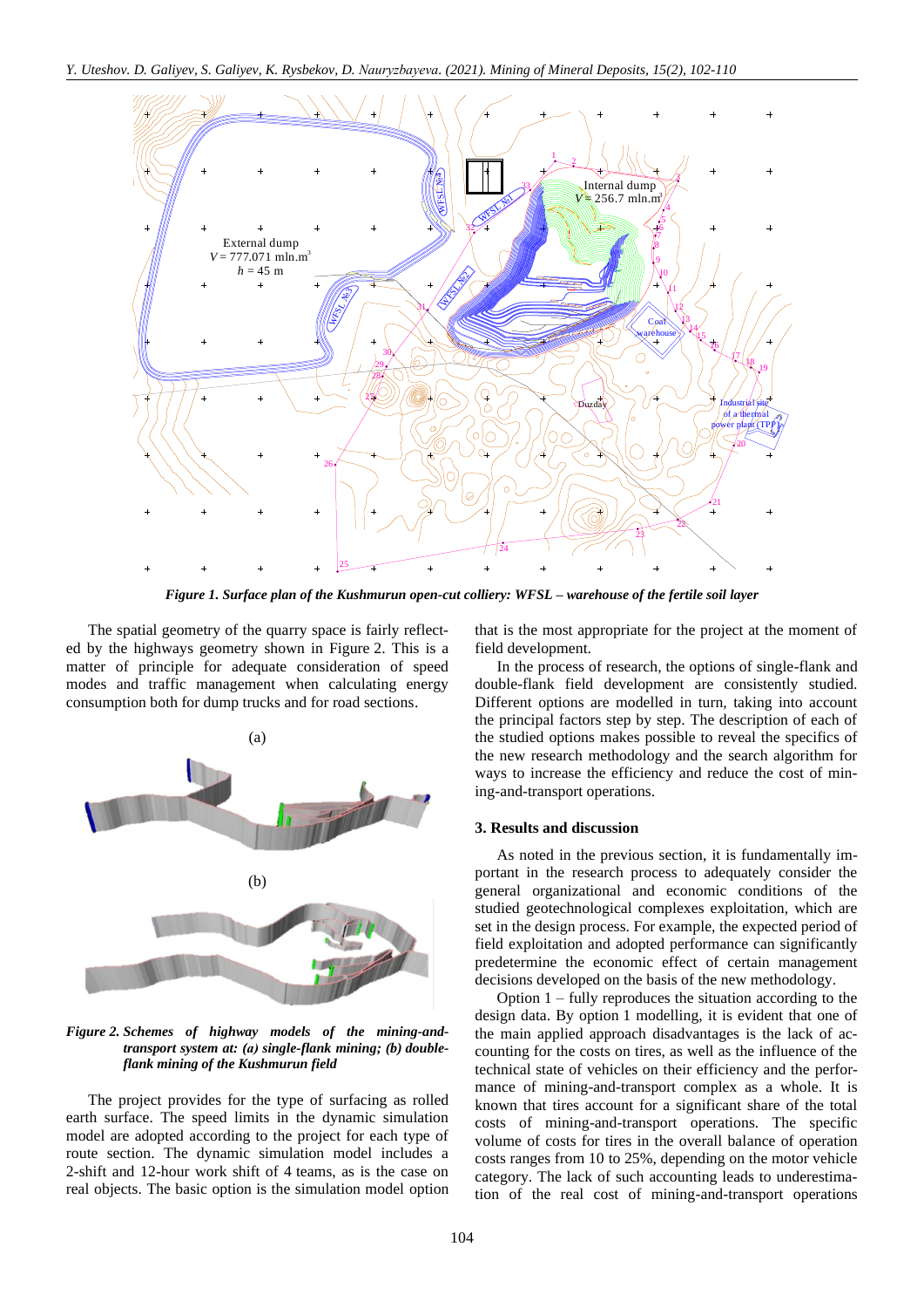*Figure 1. Surface plan of the Kushmurun open-cut colliery: WFSL – warehouse of the fertile soil layer*

The spatial geometry of the quarry space is fairly reflected by the highways geometry shown in Figure 2. This is a matter of principle for adequate consideration of speed modes and traffic management when calculating energy consumption both for dump trucks and for road sections.

*Figure 2. Schemes of highway models of the mining-and-transport system at: (a) single-flank mining; (b) double-flank mining of the Kushmurun field*

The project provides for the type of surfacing as rolled earth surface. The speed limits in the dynamic simulation model are adopted according to the project for each type of route section. The dynamic simulation model includes a 2-shift and 12-hour work shift of 4 teams, as is the case on real objects. The basic option is the simulation model option that is the most appropriate for the project at the moment of field development.

In the process of research, the options of single-flank and double-flank field development are consistently studied. Different options are modelled in turn, taking into account the principal factors step by step. The description of each of the studied options makes possible to reveal the specifics of the new research methodology and the search algorithm for ways to increase the efficiency and reduce the cost of mining-and-transport operations.

## 3. Results and discussion

As noted in the previous section, it is fundamentally important in the research process to adequately consider the general organizational and economic conditions of the studied geotechnological complexes exploitation, which are set in the design process. For example, the expected period of field exploitation and adopted performance can significantly predetermine the economic effect of certain management decisions developed on the basis of the new methodology.

Option 1 – fully reproduces the situation according to the design data. By option 1 modelling, it is evident that one of the main applied approach disadvantages is the lack of accounting for the costs on tires, as well as the influence of the technical state of vehicles on their efficiency and the performance of mining-and-transport complex as a whole. It is known that tires account for a significant share of the total costs of mining-and-transport operations. The specific volume of costs for tires in the overall balance of operation costs ranges from 10 to 25%, depending on the motor vehicle category. The lack of such accounting leads to underestimation of the real cost of mining-and-transport operations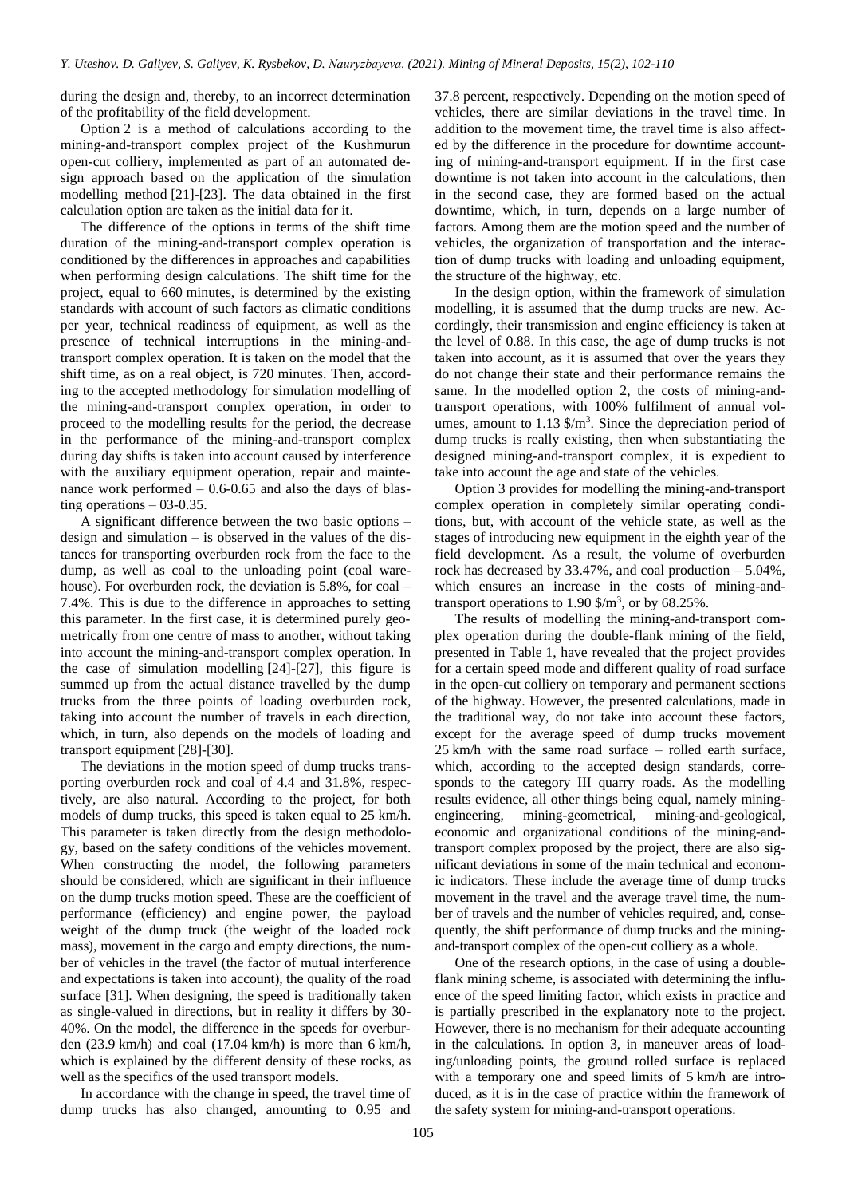during the design and, thereby, to an incorrect determination of the profitability of the field development.

Option 2 is a method of calculations according to the mining-and-transport complex project of the Kushmurun open-cut colliery, implemented as part of an automated design approach based on the application of the simulation modelling method [21]-[23]. The data obtained in the first calculation option are taken as the initial data for it.

The difference of the options in terms of the shift time duration of the mining-and-transport complex operation is conditioned by the differences in approaches and capabilities when performing design calculations. The shift time for the project, equal to 660 minutes, is determined by the existing standards with account of such factors as climatic conditions per year, technical readiness of equipment, as well as the presence of technical interruptions in the mining-and-transport complex operation. It is taken on the model that the shift time, as on a real object, is 720 minutes. Then, according to the accepted methodology for simulation modelling of the mining-and-transport complex operation, in order to proceed to the modelling results for the period, the decrease in the performance of the mining-and-transport complex during day shifts is taken into account caused by interference with the auxiliary equipment operation, repair and maintenance work performed – 0.6-0.65 and also the days of blasting operations – 03-0.35.

A significant difference between the two basic options – design and simulation – is observed in the values of the distances for transporting overburden rock from the face to the dump, as well as coal to the unloading point (coal warehouse). For overburden rock, the deviation is 5.8%, for coal – 7.4%. This is due to the difference in approaches to setting this parameter. In the first case, it is determined purely geometrically from one centre of mass to another, without taking into account the mining-and-transport complex operation. In the case of simulation modelling [24]-[27], this figure is summed up from the actual distance travelled by the dump trucks from the three points of loading overburden rock, taking into account the number of travels in each direction, which, in turn, also depends on the models of loading and transport equipment [28]-[30].

The deviations in the motion speed of dump trucks transporting overburden rock and coal of 4.4 and 31.8%, respectively, are also natural. According to the project, for both models of dump trucks, this speed is taken equal to 25 km/h. This parameter is taken directly from the design methodology, based on the safety conditions of the vehicles movement. When constructing the model, the following parameters should be considered, which are significant in their influence on the dump trucks motion speed. These are the coefficient of performance (efficiency) and engine power, the payload weight of the dump truck (the weight of the loaded rock mass), movement in the cargo and empty directions, the number of vehicles in the travel (the factor of mutual interference and expectations is taken into account), the quality of the road surface [31]. When designing, the speed is traditionally taken as single-valued in directions, but in reality it differs by 30-40%. On the model, the difference in the speeds for overburden (23.9 km/h) and coal (17.04 km/h) is more than 6 km/h, which is explained by the different density of these rocks, as well as the specifics of the used transport models.

In accordance with the change in speed, the travel time of dump trucks has also changed, amounting to 0.95 and 37.8 percent, respectively. Depending on the motion speed of vehicles, there are similar deviations in the travel time. In addition to the movement time, the travel time is also affected by the difference in the procedure for downtime accounting of mining-and-transport equipment. If in the first case downtime is not taken into account in the calculations, then in the second case, they are formed based on the actual downtime, which, in turn, depends on a large number of factors. Among them are the motion speed and the number of vehicles, the organization of transportation and the interaction of dump trucks with loading and unloading equipment, the structure of the highway, etc.

In the design option, within the framework of simulation modelling, it is assumed that the dump trucks are new. Accordingly, their transmission and engine efficiency is taken at the level of 0.88. In this case, the age of dump trucks is not taken into account, as it is assumed that over the years they do not change their state and their performance remains the same. In the modelled option 2, the costs of mining-and-transport operations, with 100% fulfilment of annual volumes, amount to 1.13 $/m$^3$. Since the depreciation period of dump trucks is really existing, then when substantiating the designed mining-and-transport complex, it is expedient to take into account the age and state of the vehicles.

Option 3 provides for modelling the mining-and-transport complex operation in completely similar operating conditions, but, with account of the vehicle state, as well as the stages of introducing new equipment in the eighth year of the field development. As a result, the volume of overburden rock has decreased by 33.47%, and coal production – 5.04%, which ensures an increase in the costs of mining-and-transport operations to 1.90 $/m$^3$, or by 68.25%.

The results of modelling the mining-and-transport complex operation during the double-flank mining of the field, presented in Table 1, have revealed that the project provides for a certain speed mode and different quality of road surface in the open-cut colliery on temporary and permanent sections of the highway. However, the presented calculations, made in the traditional way, do not take into account these factors, except for the average speed of dump trucks movement 25 km/h with the same road surface – rolled earth surface, which, according to the accepted design standards, corresponds to the category III quarry roads. As the modelling results evidence, all other things being equal, namely mining-engineering, mining-geometrical, mining-and-geological, economic and organizational conditions of the mining-and-transport complex proposed by the project, there are also significant deviations in some of the main technical and economic indicators. These include the average time of dump trucks movement in the travel and the average travel time, the number of travels and the number of vehicles required, and, consequently, the shift performance of dump trucks and the mining-and-transport complex of the open-cut colliery as a whole.

One of the research options, in the case of using a double-flank mining scheme, is associated with determining the influence of the speed limiting factor, which exists in practice and is partially prescribed in the explanatory note to the project. However, there is no mechanism for their adequate accounting in the calculations. In option 3, in maneuver areas of loading/unloading points, the ground rolled surface is replaced with a temporary one and speed limits of 5 km/h are introduced, as it is in the case of practice within the framework of the safety system for mining-and-transport operations.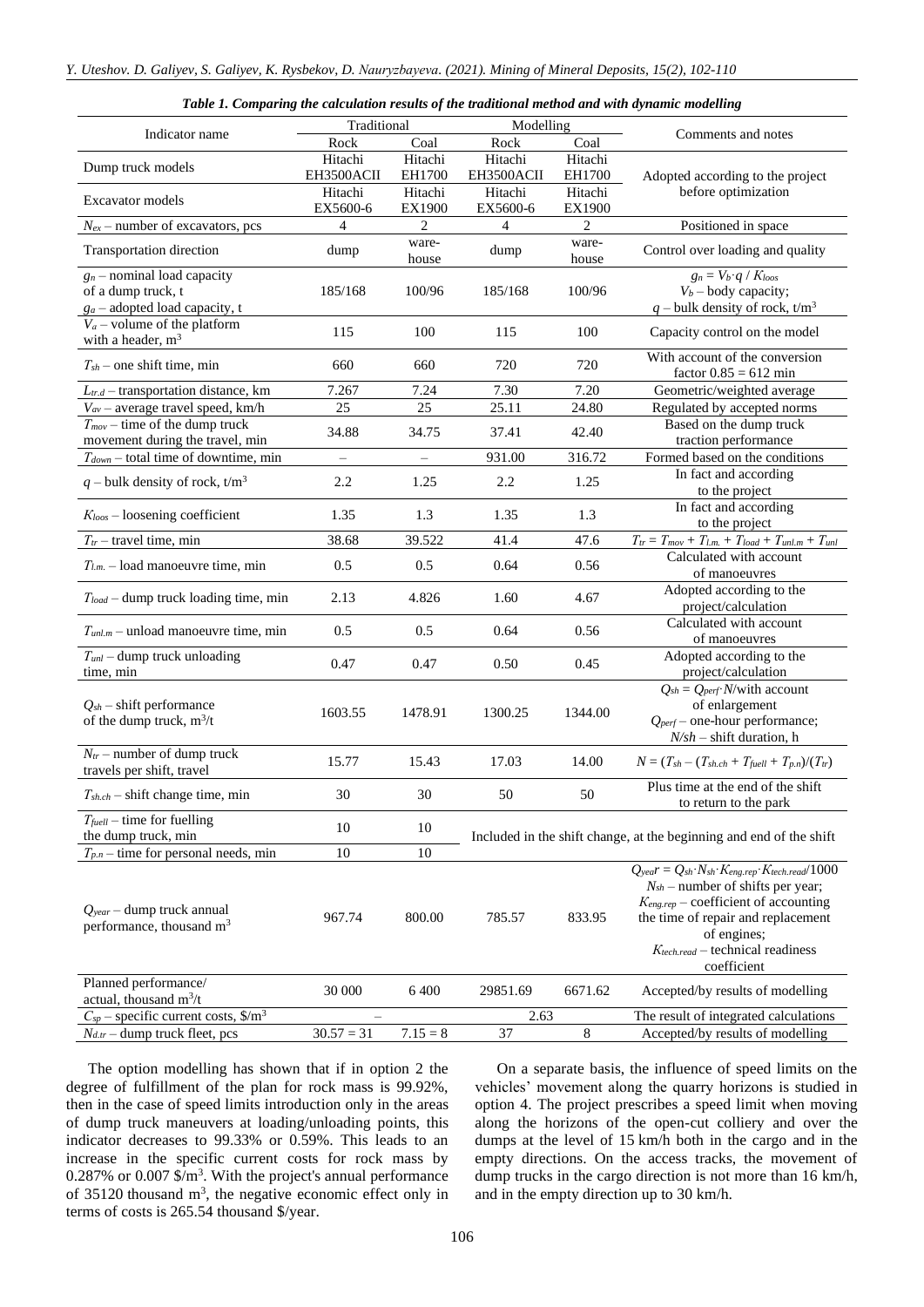*Table 1. Comparing the calculation results of the traditional method and with dynamic modelling*

| Indicator name | Traditional | | Modelling | | Comments and notes |
|---|---|---|---|---|---|
| | Rock | Coal | Rock | Coal | |
| Dump truck models | Hitachi EH3500ACII | Hitachi EH1700 | Hitachi EH3500ACII | Hitachi EH1700 | Adopted according to the project before optimization |
| Excavator models | Hitachi EX5600-6 | Hitachi EX1900 | Hitachi EX5600-6 | Hitachi EX1900 | |
| $N_{ex}$ – number of excavators, pcs | 4 | 2 | 4 | 2 | Positioned in space |
| Transportation direction | dump | warehouse | dump | warehouse | Control over loading and quality |
| $g_n$ – nominal load capacity of a dump truck, t<br>$g_a$ – adopted load capacity, t | 185/168 | 100/96 | 185/168 | 100/96 | $g_n = V_b \cdot q / K_{loos}$<br>$V_b$ – body capacity;<br>$q$ – bulk density of rock, t/m$^3$ |
| $V_a$ – volume of the platform with a header, m$^3$ | 115 | 100 | 115 | 100 | Capacity control on the model |
| $T_{sh}$ – one shift time, min | 660 | 660 | 720 | 720 | With account of the conversion factor 0.85 = 612 min |
| $L_{tr.d}$ – transportation distance, km | 7.267 | 7.24 | 7.30 | 7.20 | Geometric/weighted average |
| $V_{av}$ – average travel speed, km/h | 25 | 25 | 25.11 | 24.80 | Regulated by accepted norms |
| $T_{mov}$ – time of the dump truck movement during the travel, min | 34.88 | 34.75 | 37.41 | 42.40 | Based on the dump truck traction performance |
| $T_{down}$ – total time of downtime, min | – | – | 931.00 | 316.72 | Formed based on the conditions |
| $q$ – bulk density of rock, t/m$^3$ | 2.2 | 1.25 | 2.2 | 1.25 | In fact and according to the project |
| $K_{loos}$ – loosening coefficient | 1.35 | 1.3 | 1.35 | 1.3 | In fact and according to the project |
| $T_{tr}$ – travel time, min | 38.68 | 39.522 | 41.4 | 47.6 | $T_{tr} = T_{mov} + T_{l.m.} + T_{load} + T_{unl.m} + T_{unl}$ |
| $T_{l.m.}$ – load manoeuvre time, min | 0.5 | 0.5 | 0.64 | 0.56 | Calculated with account of manoeuvres |
| $T_{load}$ – dump truck loading time, min | 2.13 | 4.826 | 1.60 | 4.67 | Adopted according to the project/calculation |
| $T_{unl.m}$ – unload manoeuvre time, min | 0.5 | 0.5 | 0.64 | 0.56 | Calculated with account of manoeuvres |
| $T_{unl}$ – dump truck unloading time, min | 0.47 | 0.47 | 0.50 | 0.45 | Adopted according to the project/calculation |
| $Q_{sh}$ – shift performance of the dump truck, m$^3$/t | 1603.55 | 1478.91 | 1300.25 | 1344.00 | $Q_{sh} = Q_{perf} \cdot N$/with account of enlargement<br>$Q_{perf}$ – one-hour performance;<br>$N/sh$ – shift duration, h |
| $N_{tr}$ – number of dump truck travels per shift, travel | 15.77 | 15.43 | 17.03 | 14.00 | $N = (T_{sh} – (T_{sh.ch} + T_{fuell} + T_{p.n}) / (T_{tr})$ |
| $T_{sh.ch}$ – shift change time, min | 30 | 30 | 50 | 50 | Plus time at the end of the shift to return to the park |
| $T_{fuell}$ – time for fuelling the dump truck, min | 10 | 10 | Included in the shift change, at the beginning and end of the shift | | |
| $T_{p.n}$ – time for personal needs, min | 10 | 10 | | | |
| $Q_{year}$ – dump truck annual performance, thousand m$^3$ | 967.74 | 800.00 | 785.57 | 833.95 | $Q_{year} = Q_{sh} \cdot N_{sh} \cdot K_{eng.rep} \cdot K_{tech.read}/1000$<br>$N_{sh}$ – number of shifts per year;<br>$K_{eng.rep}$ – coefficient of accounting the time of repair and replacement of engines;<br>$K_{tech.read}$ – technical readiness coefficient |
| Planned performance/ actual, thousand m$^3$/t | 30 000 | 6 400 | 29851.69 | 6671.62 | Accepted/by results of modelling |
| $C_{sp}$ – specific current costs, \$/m$^3$ | – | | 2.63 | | The result of integrated calculations |
| $N_{d.tr}$ – dump truck fleet, pcs | 30.57 = 31 | 7.15 = 8 | 37 | 8 | Accepted/by results of modelling |

The option modelling has shown that if in option 2 the degree of fulfillment of the plan for rock mass is 99.92%, then in the case of speed limits introduction only in the areas of dump truck maneuvers at loading/unloading points, this indicator decreases to 99.33% or 0.59%. This leads to an increase in the specific current costs for rock mass by 0.287% or 0.007 \$/m$^3$. With the project's annual performance of 35120 thousand m$^3$, the negative economic effect only in terms of costs is 265.54 thousand \$/year.

On a separate basis, the influence of speed limits on the vehicles' movement along the quarry horizons is studied in option 4. The project prescribes a speed limit when moving along the horizons of the open-cut colliery and over the dumps at the level of 15 km/h both in the cargo and in the empty directions. On the access tracks, the movement of dump trucks in the cargo direction is not more than 16 km/h, and in the empty direction up to 30 km/h.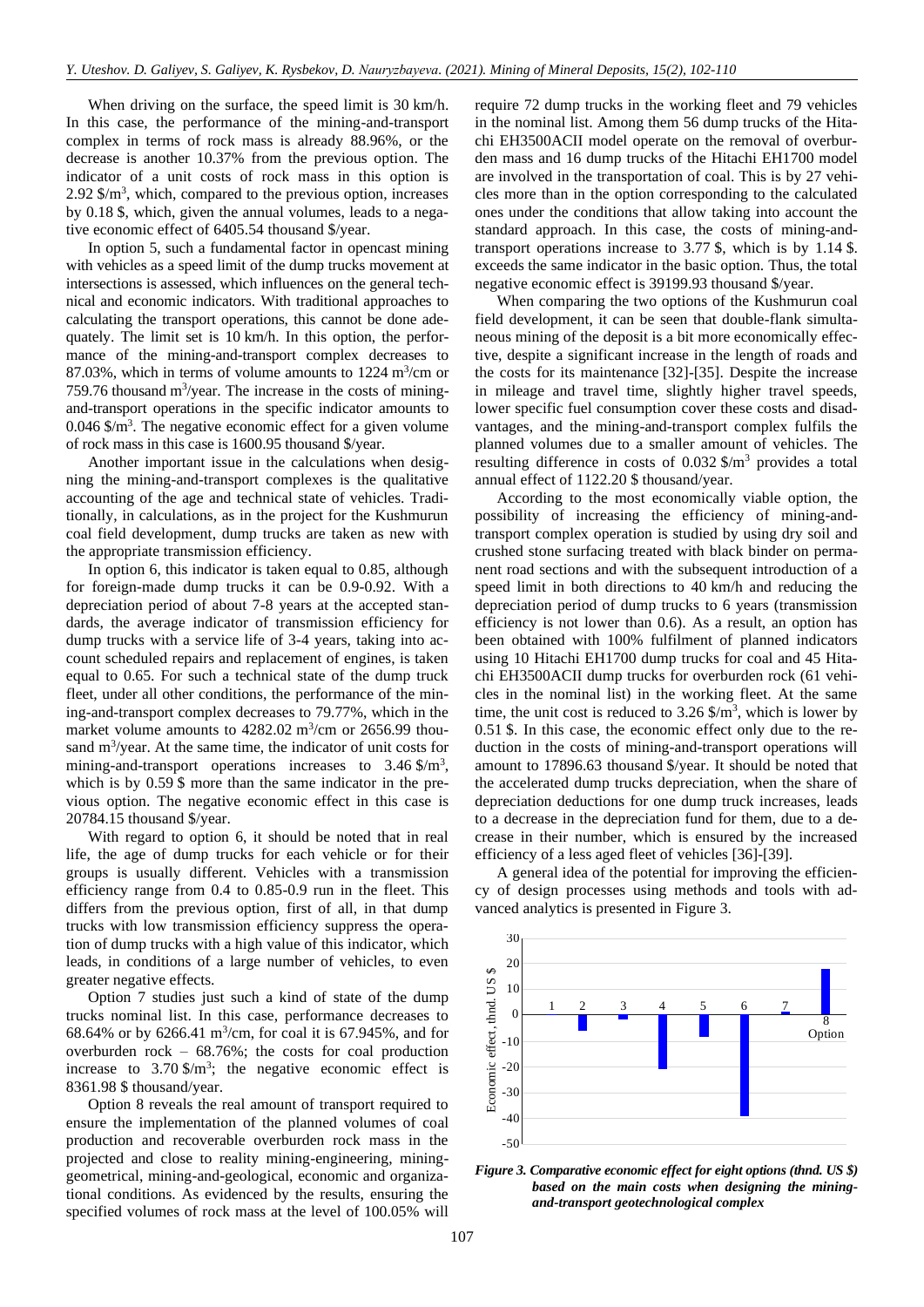When driving on the surface, the speed limit is 30 km/h. In this case, the performance of the mining-and-transport complex in terms of rock mass is already 88.96%, or the decrease is another 10.37% from the previous option. The indicator of unit costs of rock mass in this option is 2.92 $/m$^3$, which, compared to the previous option, increases by 0.18 $, which, given the annual volumes, leads to a negative economic effect of 6405.54 thousand $/year.

In option 5, such a fundamental factor in opencast mining with vehicles as a speed limit of the dump trucks movement at intersections is assessed, which influences on the general technical and economic indicators. With traditional approaches to calculating the transport operations, this cannot be done adequately. The limit set is 10 km/h. In this option, the performance of the mining-and-transport complex decreases to 87.03%, which in terms of volume amounts to 1224 m$^3$/cm or 759.76 thousand m$^3$/year. The increase in the costs of mining-and-transport operations in the specific indicator amounts to 0.046 $/m$^3$. The negative economic effect for a given volume of rock mass in this case is 1600.95 thousand $/year.

Another important issue in the calculations when designing the mining-and-transport complexes is the qualitative accounting of the age and technical state of vehicles. Traditionally, in calculations, as in the project for the Kushmurun coal field development, dump trucks are taken as new with the appropriate transmission efficiency.

In option 6, this indicator is taken equal to 0.85, although for foreign-made dump trucks it can be 0.9-0.92. With a depreciation period of about 7-8 years at the accepted standards, the average indicator of transmission efficiency for dump trucks with a service life of 3-4 years, taking into account scheduled repairs and replacement of engines, is taken equal to 0.65. For such a technical state of the dump truck fleet, under all other conditions, the performance of the mining-and-transport complex decreases to 79.77%, which in the market volume amounts to 4282.02 m$^3$/cm or 2656.99 thousand m$^3$/year. At the same time, the indicator of unit costs for mining-and-transport operations increases to 3.46 $/m$^3$, which is by 0.59 $ more than the same indicator in the previous option. The negative economic effect in this case is 20784.15 thousand $/year.

With regard to option 6, it should be noted that in real life, the age of dump trucks for each vehicle or for their groups is usually different. Vehicles with a transmission efficiency range from 0.4 to 0.85-0.9 run in the fleet. This differs from the previous option, first of all, in that dump trucks with low transmission efficiency suppress the operation of dump trucks with a high value of this indicator, which leads, in conditions of a large number of vehicles, to even greater negative effects.

Option 7 studies just such a kind of state of the dump trucks nominal list. In this case, performance decreases to 68.64% or by 6266.41 m$^3$/cm, for coal it is 67.945%, and for overburden rock – 68.76%; the costs for coal production increase to 3.70 $/m$^3$; the negative economic effect is 8361.98 $ thousand/year.

Option 8 reveals the real amount of transport required to ensure the implementation of the planned volumes of coal production and recoverable overburden rock mass in the projected and close to reality mining-engineering, mining-geometrical, mining-and-geological, economic and organizational conditions. As evidenced by the results, ensuring the specified volumes of rock mass at the level of 100.05% will require 72 dump trucks in the working fleet and 79 vehicles in the nominal list. Among them 56 dump trucks of the Hitachi EH3500ACII model operate on the removal of overburden mass and 16 dump trucks of the Hitachi EH1700 model are involved in the transportation of coal. This is by 27 vehicles more than in the option corresponding to the calculated ones under the conditions that allow taking into account the standard approach. In this case, the costs of mining-and-transport operations increase to 3.77 $, which is by 1.14 $. exceeds the same indicator in the basic option. Thus, the total negative economic effect is 39199.93 thousand $/year.

When comparing the two options of the Kushmurun coal field development, it can be seen that double-flank simultaneous mining of the deposit is a bit more economically effective, despite a significant increase in the length of roads and the costs for its maintenance [32]-[35]. Despite the increase in mileage and travel time, slightly higher travel speeds, lower specific fuel consumption cover these costs and disadvantages, and the mining-and-transport complex fulfils the planned volumes due to a smaller amount of vehicles. The resulting difference in costs of 0.032 $/m$^3$ provides a total annual effect of 1122.20 $ thousand/year.

According to the most economically viable option, the possibility of increasing the efficiency of mining-and-transport complex operation is studied by using dry soil and crushed stone surfacing treated with black binder on permanent road sections and with the subsequent introduction of a speed limit in both directions to 40 km/h and reducing the depreciation period of dump trucks to 6 years (transmission efficiency is not lower than 0.6). As a result, an option has been obtained with 100% fulfilment of planned indicators using 10 Hitachi EH1700 dump trucks for coal and 45 Hitachi EH3500ACII dump trucks for overburden rock (61 vehicles in the nominal list) in the working fleet. At the same time, the unit cost is reduced to 3.26 $/m$^3$, which is lower by 0.51 $. In this case, the economic effect only due to the reduction in the costs of mining-and-transport operations will amount to 17896.63 thousand $/year. It should be noted that the accelerated dump trucks depreciation, when the share of depreciation deductions for one dump truck increases, leads to a decrease in the depreciation fund for them, due to a decrease in their number, which is ensured by the increased efficiency of a less aged fleet of vehicles [36]-[39].

A general idea of the potential for improving the efficiency of design processes using methods and tools with advanced analytics is presented in Figure 3.

*Figure 3. Comparative economic effect for eight options (thnd. US $) based on the main costs when designing the mining-and-transport geotechnological complex*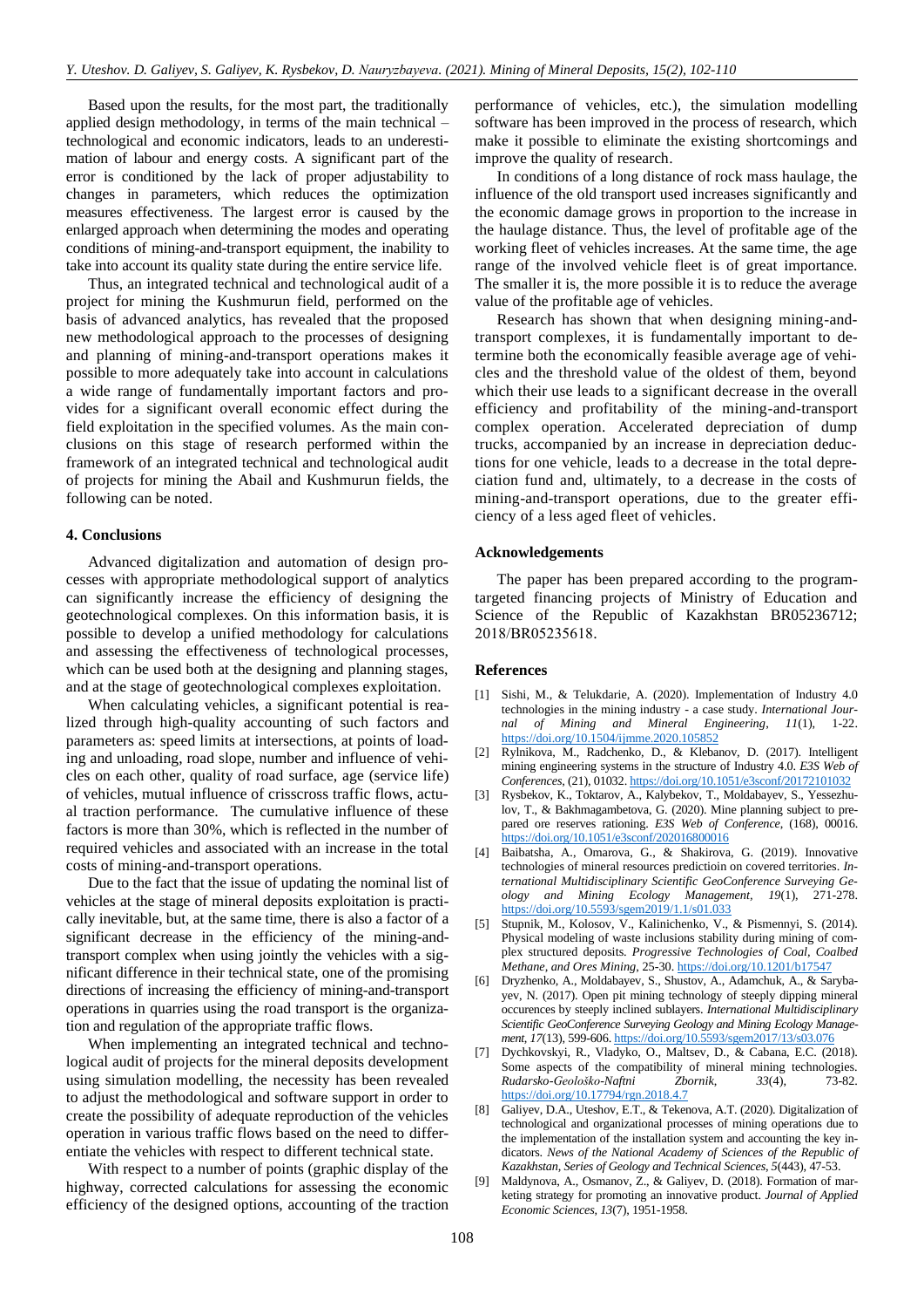Based upon the results, for the most part, the traditionally applied design methodology, in terms of the main technical – technological and economic indicators, leads to an underestimation of labour and energy costs. A significant part of the error is conditioned by the lack of proper adjustability to changes in parameters, which reduces the optimization measures effectiveness. The largest error is caused by the enlarged approach when determining the modes and operating conditions of mining-and-transport equipment, the inability to take into account its quality state during the entire service life.

Thus, an integrated technical and technological audit of a project for mining the Kushmurun field, performed on the basis of advanced analytics, has revealed that the proposed new methodological approach to the processes of designing and planning of mining-and-transport operations makes it possible to more adequately take into account in calculations a wide range of fundamentally important factors and provides for a significant overall economic effect during the field exploitation in the specified volumes. As the main conclusions on this stage of research performed within the framework of an integrated technical and technological audit of projects for mining the Abail and Kushmurun fields, the following can be noted.

## 4. Conclusions

Advanced digitalization and automation of design processes with appropriate methodological support of analytics can significantly increase the efficiency of designing the geotechnological complexes. On this information basis, it is possible to develop a unified methodology for calculations and assessing the effectiveness of technological processes, which can be used both at the designing and planning stages, and at the stage of geotechnological complexes exploitation.

When calculating vehicles, a significant potential is realized through high-quality accounting of such factors and parameters as: speed limits at intersections, at points of loading and unloading, road slope, number and influence of vehicles on each other, quality of road surface, age (service life) of vehicles, mutual influence of crisscross traffic flows, actual traction performance. The cumulative influence of these factors is more than 30%, which is reflected in the number of required vehicles and associated with an increase in the total costs of mining-and-transport operations.

Due to the fact that the issue of updating the nominal list of vehicles at the stage of mineral deposits exploitation is practically inevitable, but, at the same time, there is also a factor of a significant decrease in the efficiency of the mining-and-transport complex when using jointly the vehicles with a significant difference in their technical state, one of the promising directions of increasing the efficiency of mining-and-transport operations in quarries using the road transport is the organization and regulation of the appropriate traffic flows.

When implementing an integrated technical and technological audit of projects for the mineral deposits development using simulation modelling, the necessity has been revealed to adjust the methodological and software support in order to create the possibility of adequate reproduction of the vehicles operation in various traffic flows based on the need to differentiate the vehicles with respect to different technical state.

With respect to a number of points (graphic display of the highway, corrected calculations for assessing the economic efficiency of the designed options, accounting of the traction performance of vehicles, etc.), the simulation modelling software has been improved in the process of research, which make it possible to eliminate the existing shortcomings and improve the quality of research.

In conditions of a long distance of rock mass haulage, the influence of the old transport used increases significantly and the economic damage grows in proportion to the increase in the haulage distance. Thus, the level of profitable age of the working fleet of vehicles increases. At the same time, the age range of the involved vehicle fleet is of great importance. The smaller it is, the more possible it is to reduce the average value of the profitable age of vehicles.

Research has shown that when designing mining-and-transport complexes, it is fundamentally important to determine both the economically feasible average age of vehicles and the threshold value of the oldest of them, beyond which their use leads to a significant decrease in the overall efficiency and profitability of the mining-and-transport complex operation. Accelerated depreciation of dump trucks, accompanied by an increase in depreciation deductions for one vehicle, leads to a decrease in the total depreciation fund and, ultimately, to a decrease in the costs of mining-and-transport operations, due to the greater efficiency of a less aged fleet of vehicles.

## Acknowledgements

The paper has been prepared according to the program-targeted financing projects of Ministry of Education and Science of the Republic of Kazakhstan BR05236712; 2018/BR05235618.

## References

[1] Sishi, M., & Telukdarie, A. (2020). Implementation of Industry 4.0 technologies in the mining industry - a case study. *International Journal of Mining and Mineral Engineering*, *11*(1), 1-22. https://doi.org/10.1504/ijmme.2020.105852

[2] Rylnikova, M., Radchenko, D., & Klebanov, D. (2017). Intelligent mining engineering systems in the structure of Industry 4.0. *E3S Web of Conferences*, (21), 01032. https://doi.org/10.1051/e3sconf/20172101032

[3] Rysbekov, K., Toktarov, A., Kalybekov, T., Moldabayev, S., Yessezhulov, T., & Bakhmagambetova, G. (2020). Mine planning subject to prepared ore reserves rationing. *E3S Web of Conference*, (168), 00016. https://doi.org/10.1051/e3sconf/202016800016

[4] Baibatsha, A., Omarova, G., & Shakirova, G. (2019). Innovative technologies of mineral resources predictioin on covered territories. *International Multidisciplinary Scientific GeoConference Surveying Geology and Mining Ecology Management*, *19*(1), 271-278. https://doi.org/10.5593/sgem2019/1.1/s01.033

[5] Stupnik, M., Kolosov, V., Kalinichenko, V., & Pismennyi, S. (2014). Physical modeling of waste inclusions stability during mining of complex structured deposits. *Progressive Technologies of Coal, Coalbed Methane, and Ores Mining*, 25-30. https://doi.org/10.1201/b17547

[6] Dryzhenko, A., Moldabayev, S., Shustov, A., Adamchuk, A., & Sarybayev, N. (2017). Open pit mining technology of steeply dipping mineral occurences by steeply inclined sublayers. *International Multidisciplinary Scientific GeoConference Surveying Geology and Mining Ecology Management*, *17*(13), 599-606. https://doi.org/10.5593/sgem2017/13/s03.076

[7] Dychkovskyi, R., Vladyko, O., Maltsev, D., & Cabana, E.C. (2018). Some aspects of the compatibility of mineral mining technologies. *Rudarsko-Geološko-Naftni Zbornik*, *33*(4), 73-82. https://doi.org/10.17794/rgn.2018.4.7

[8] Galiyev, D.A., Uteshov, E.T., & Tekenova, A.T. (2020). Digitalization of technological and organizational processes of mining operations due to the implementation of the installation system and accounting the key indicators. *News of the National Academy of Sciences of the Republic of Kazakhstan, Series of Geology and Technical Sciences*, *5*(443), 47-53.

[9] Maldynova, A., Osmanov, Z., & Galiyev, D. (2018). Formation of marketing strategy for promoting an innovative product. *Journal of Applied Economic Sciences*, *13*(7), 1951-1958.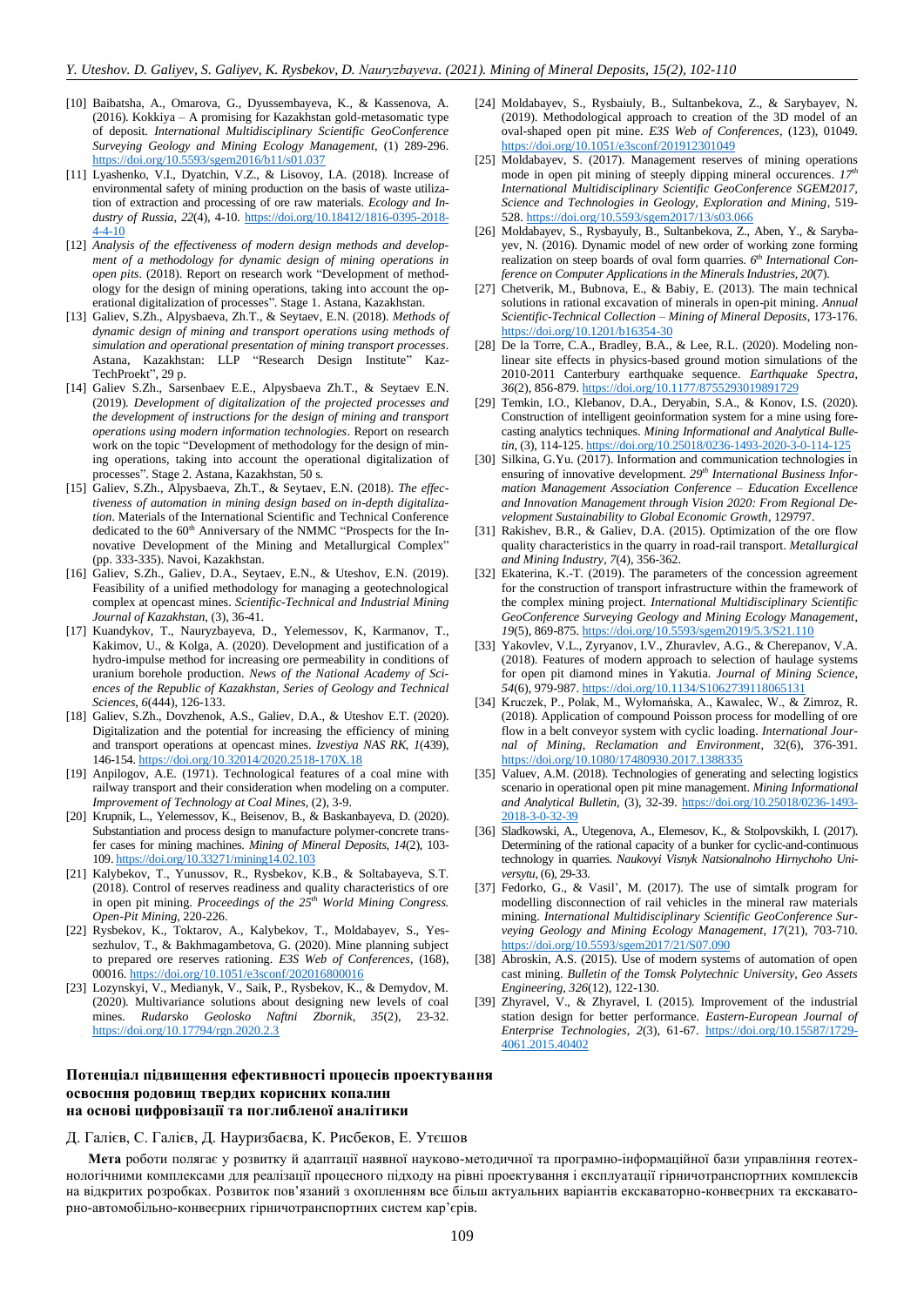[10] Baibatsha, A., Omarova, G., Dyussembayeva, K., & Kassenova, A. (2016). Kokkiya – A promising for Kazakhstan gold-metasomatic type of deposit. *International Multidisciplinary Scientific GeoConference Surveying Geology and Mining Ecology Management*, (1) 289-296. https://doi.org/10.5593/sgem2016/b11/s01.037

[11] Lyashenko, V.I., Dyatchin, V.Z., & Lisovoy, I.A. (2018). Increase of environmental safety of mining production on the basis of waste utilization of extraction and processing of ore raw materials. *Ecology and Industry of Russia*, *22*(4), 4-10. https://doi.org/10.18412/1816-0395-2018-4-4-10

[12] *Analysis of the effectiveness of modern design methods and development of a methodology for dynamic design of mining operations in open pits*. (2018). Report on research work "Development of methodology for the design of mining operations, taking into account the operational digitalization of processes". Stage 1. Astana, Kazakhstan.

[13] Galiev, S.Zh., Alpysbaeva, Zh.T., & Seytaev, E.N. (2018). *Methods of dynamic design of mining and transport operations using methods of simulation and operational presentation of mining transport processes*. Astana, Kazakhstan: LLP "Research Design Institute" KazTechProekt", 29 p.

[14] Galiev S.Zh., Sarsenbaev E.E., Alpysbaeva Zh.T., & Seytaev E.N. (2019). *Development of digitalization of the projected processes and the development of instructions for the design of mining and transport operations using modern information technologies*. Report on research work on the topic "Development of methodology for the design of mining operations, taking into account the operational digitalization of processes". Stage 2. Astana, Kazakhstan, 50 s.

[15] Galiev, S.Zh., Alpysbaeva, Zh.T., & Seytaev, E.N. (2018). *The effectiveness of automation in mining design based on in-depth digitalization*. Materials of the International Scientific and Technical Conference dedicated to the 60th Anniversary of the NMMC "Prospects for the Innovative Development of the Mining and Metallurgical Complex" (pp. 333-335). Navoi, Kazakhstan.

[16] Galiev, S.Zh., Galiev, D.A., Seytaev, E.N., & Uteshov, E.N. (2019). Feasibility of a unified methodology for managing a geotechnological complex at opencast mines. *Scientific-Technical and Industrial Mining Journal of Kazakhstan*, (3), 36-41.

[17] Kuandykov, T., Nauryzbayeva, D., Yelemessov, K, Karmanov, T., Kakimov, U., & Kolga, A. (2020). Development and justification of a hydro-impulse method for increasing ore permeability in conditions of uranium borehole production. *News of the National Academy of Sciences of the Republic of Kazakhstan, Series of Geology and Technical Sciences*, *6*(444), 126-133.

[18] Galiev, S.Zh., Dovzhenok, A.S., Galiev, D.A., & Uteshov E.T. (2020). Digitalization and the potential for increasing the efficiency of mining and transport operations at opencast mines. *Izvestiya NAS RK*, *1*(439), 146-154. https://doi.org/10.32014/2020.2518-170X.18

[19] Anpilogov, A.E. (1971). Technological features of a coal mine with railway transport and their consideration when modeling on a computer. *Improvement of Technology at Coal Mines*, (2), 3-9.

[20] Krupnik, L., Yelemessov, K., Beisenov, B., & Baskanbayeva, D. (2020). Substantiation and process design to manufacture polymer-concrete transfer cases for mining machines. *Mining of Mineral Deposits*, *14*(2), 103-109. https://doi.org/10.33271/mining14.02.103

[21] Kalybekov, T., Yunussov, R., Rysbekov, K.B., & Soltabayeva, S.T. (2018). Control of reserves readiness and quality characteristics of ore in open pit mining. *Proceedings of the 25th World Mining Congress. Open-Pit Mining*, 220-226.

[22] Rysbekov, K., Toktarov, A., Kalybekov, T., Moldabayev, S., Yessezhulov, T., & Bakhmagambetova, G. (2020). Mine planning subject to prorate ores rationing. *E3S Web of Conferences*, (168), 00016. https://doi.org/10.1051/e3sconf/202016800016

[23] Lozynskyi, V., Medianyk, V., Saik, P., Rysbekov, K., & Demydov, M. (2020). Multivariance solutions about designing new levels of coal mines. *Rudarsko Geolosko Naftni Zbornik*, *35*(2), 23-32. https://doi.org/10.17794/rgn.2020.2.3

[24] Moldabayev, S., Rysbaiuly, B., Sultanbekova, Z., & Sarybayev, N. (2019). Methodological approach to creation of the 3D model of an oval-shaped open pit mine. *E3S Web of Conferences*, (123), 01049. https://doi.org/10.1051/e3sconf/201912301049

[25] Moldabayev, S. (2017). Management reserves of mining operations mode in open pit mining of steeply dipping mineral occurences. *17th International Multidisciplinary Scientific GeoConference SGEM2017, Science and Technologies in Geology, Exploration and Mining*, 519-528. https://doi.org/10.5593/sgem2017/13/s03.066

[26] Moldabayev, S., Rysbayuly, B., Sultanbekova, Z., Aben, Y., & Sarybayev, N. (2016). Dynamic model of new order of working zone forming realization on steep boards of oval form quarries. *6th International Conference on Computer Applications in the Minerals Industries*, *20*(7).

[27] Chetverik, M., Bubnova, E., & Babiy, E. (2013). The main technical solutions in rational excavation of minerals in open-pit mining. *Annual Scientific-Technical Collection – Mining of Mineral Deposits*, 173-176. https://doi.org/10.1201/b16354-30

[28] De la Torre, C.A., Bradley, B.A., & Lee, R.L. (2020). Modeling nonlinear site effects in physics-based ground motion simulations of the 2010-2011 Canterbury earthquake sequence. *Earthquake Spectra*, *36*(2), 856-879. https://doi.org/10.1177/8755293019891729

[29] Temkin, I.O., Klebanov, D.A., Deryabin, S.A., & Konov, I.S. (2020). Construction of intelligent geoinformation system for a mine using forecasting analytics techniques. *Mining Informational and Analytical Bulletin*, (3), 114-125. https://doi.org/10.25018/0236-1493-2020-3-0-114-125

[30] Silkina, G.Yu. (2017). Information and communication technologies in ensuring of innovative development. *29th International Business Information Management Association Conference – Education Excellence and Innovation Management through Vision 2020: From Regional Development Sustainability to Global Economic Growth*, 129797.

[31] Rakishev, B.R., & Galiev, D.A. (2015). Optimization of the ore flow quality characteristics in the quarry in road-rail transport. *Metallurgical and Mining Industry*, *7*(4), 356-362.

[32] Ekaterina, K.-T. (2019). The parameters of the concession agreement for the construction of transport infrastructure within the framework of the complex mining project. *International Multidisciplinary Scientific GeoConference Surveying Geology and Mining Ecology Management*, *19*(5), 869-875. https://doi.org/10.5593/sgem2019/5.3/S21.110

[33] Yakovlev, V.L., Zyryanov, I.V., Zhuravlev, A.G., & Cherepanov, V.A. (2018). Features of modern approach to selection of haulage systems for open pit diamond mines in Yakutia. *Journal of Mining Science*, *54*(6), 979-987. https://doi.org/10.1134/S1062739118065131

[34] Kruczek, P., Polak, M., Wyłomańska, A., Kawalec, W., & Zimroz, R. (2018). Application of compound Poisson process for modelling of ore flow in a belt conveyor system with cyclic loading. *International Journal of Mining, Reclamation and Environment*, 32(6), 376-391. https://doi.org/10.1080/17480930.2017.1388335

[35] Valuev, A.M. (2018). Technologies of generating and selecting logistics scenario in operational open pit mine management. *Mining Informational and Analytical Bulletin*, (3), 32-39. https://doi.org/10.25018/0236-1493-2018-3-0-32-39

[36] Sladkowski, A., Utegenova, A., Elemesov, K., & Stolpovskikh, I. (2017). Determining of the rational capacity of a bunker for cyclic-and-continuous technology in quarries. *Naukovyi Visnyk Natsionalnoho Hirnychoho Universytu*, (6), 29-33.

[37] Fedorko, G., & Vasil', M. (2017). The use of simtalk program for modelling disconnection of rail vehicles in the mineral raw materials mining. *International Multidisciplinary Scientific GeoConference Surveying Geology and Mining Ecology Management*, *17*(21), 703-710. https://doi.org/10.5593/sgem2017/21/S07.090

[38] Abroskin, A.S. (2015). Use of modern systems of automation of open cast mining. *Bulletin of the Tomsk Polytechnic University, Geo Assets Engineering*, *326*(12), 122-130.

[39] Zhyravel, V., & Zhyravel, I. (2015). Improvement of the industrial station design for better performance. *Eastern-European Journal of Enterprise Technologies*, *2*(3), 61-67. https://doi.org/10.15587/1729-4061.2015.40402

## Потенціал підвищення ефективності процесів проектування освоєння родовищ твердих корисних копалин на основі цифровізації та поглибленої аналітики

Д. Галієв, С. Галієв, Д. Наурибзаєва, К. Рисбеков, Е. Утєшов

**Мета** роботи полягає у розвитку й адаптації наявної науково-методичної та програмно-інформаційної бази управління геотехнологічними комплексами для реалізації процесного підходу на рівні проектування і експлуатації гірничотранспортних комплексів на відкритих розробках. Розвиток пов'язаний з охопленням все більш актуальних варіантів екскаваторно-конвеєрних та екскаваторно-автомобільно-конвеєрних гірничотранспортних систем кар'єрів.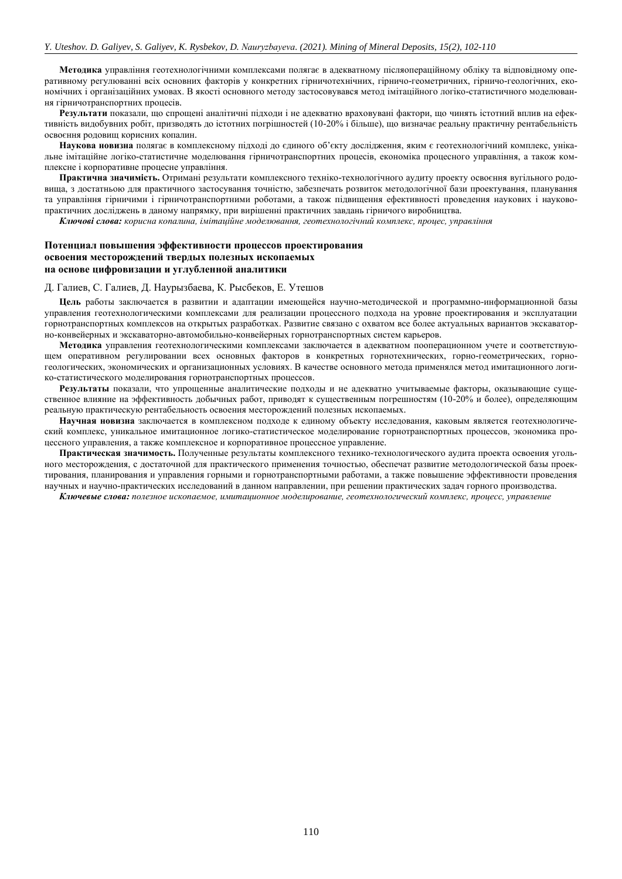**Методика** управління геотехнологічними комплексами полягає в адекватному післяопераційному обліку та відповідному оперативному регулюванні всіх основних факторів у конкретних гірничотехнічних, гірничо-геометричних, гірничо-геологічних, економічних і організаційних умовах. В якості основного методу застосовувався метод імітаційного логіко-статистичного моделювання гірничотранспортних процесів.

**Результати** показали, що спрощені аналітичні підходи і не адекватно враховувані фактори, що чинять істотний вплив на ефективність видобувних робіт, призводять до істотних погрішностей (10-20% і більше), що визначає реальну практичну рентабельність освоєння родовищ корисних копалин.

**Наукова новизна** полягає в комплексному підході до єдиного об'єкту дослідження, яким є геотехнологічний комплекс, унікальне імітаційне логіко-статистичне моделювання гірничотранспортних процесів, економіка процесного управління, а також комплексне і корпоративне процесне управління.

**Практична значимість.** Отримані результати комплексного техніко-технологічного аудиту проекту освоєння вугільного родовища, з достатньою для практичного застосування точністю, забезпечать розвиток методологічної бази проектування, планування та управління гірничими і гірничотранспортними роботами, а також підвищення ефективності проведення наукових і науково-практичних досліджень в даному напрямку, при вирішенні практичних завдань гірничого виробництва.

***Ключові слова:*** *корисна копалина, імітаційне моделювання, геотехнологічний комплекс, процес, управління*

### Потенциал повышения эффективности процессов проектирования освоения месторождений твердых полезных ископаемых на основе цифровизации и углубленной аналитики

Д. Галиев, С. Галиев, Д. Наурызбаева, К. Рысбеков, Е. Утешов

**Цель** работы заключается в развитии и адаптации имеющейся научно-методической и программно-информационной базы управления геотехнологическими комплексами для реализации процессного подхода на уровне проектирования и эксплуатации горнотранспортных комплексов на открытых разработках. Развитие связано с охватом все более актуальных вариантов экскаваторно-конвейерных и экскаваторно-автомобильно-конвейерных горнотранспортных систем карьеров.

**Методика** управления геотехнологическими комплексами заключается в адекватном пооперационном учете и соответствующем оперативном регулировании всех основных факторов в конкретных горнотехнических, горно-геометрических, горно-геологических, экономических и организационных условиях. В качестве основного метода применялся метод имитационного логико-статистического моделирования горнотранспортных процессов.

**Результаты** показали, что упрощенные аналитические подходы и не адекватно учитываемые факторы, оказывающие существенное влияние на эффективность добычных работ, приводят к существенным погрешностям (10-20% и более), определяющим реальную практическую рентабельность освоения месторождений полезных ископаемых.

**Научная новизна** заключается в комплексном подходе к единому объекту исследования, каковым является геотехнологический комплекс, уникальное имитационное логико-статистическое моделирование горнотранспортных процессов, экономика процессного управления, а также комплексное и корпоративное процессное управление.

**Практическая значимость.** Полученные результаты комплексного технико-технологического аудита проекта освоения угольного месторождения, с достаточной для практического применения точностью, обеспечат развитие методологической базы проектирования, планирования и управления горными и горнотранспортными работами, а также повышение эффективности проведения научных и научно-практических исследований в данном направлении, при решении практических задач горного производства.

***Ключевые слова:*** *полезное ископаемое, имитационное моделирование, геотехнологический комплекс, процесс, управление*